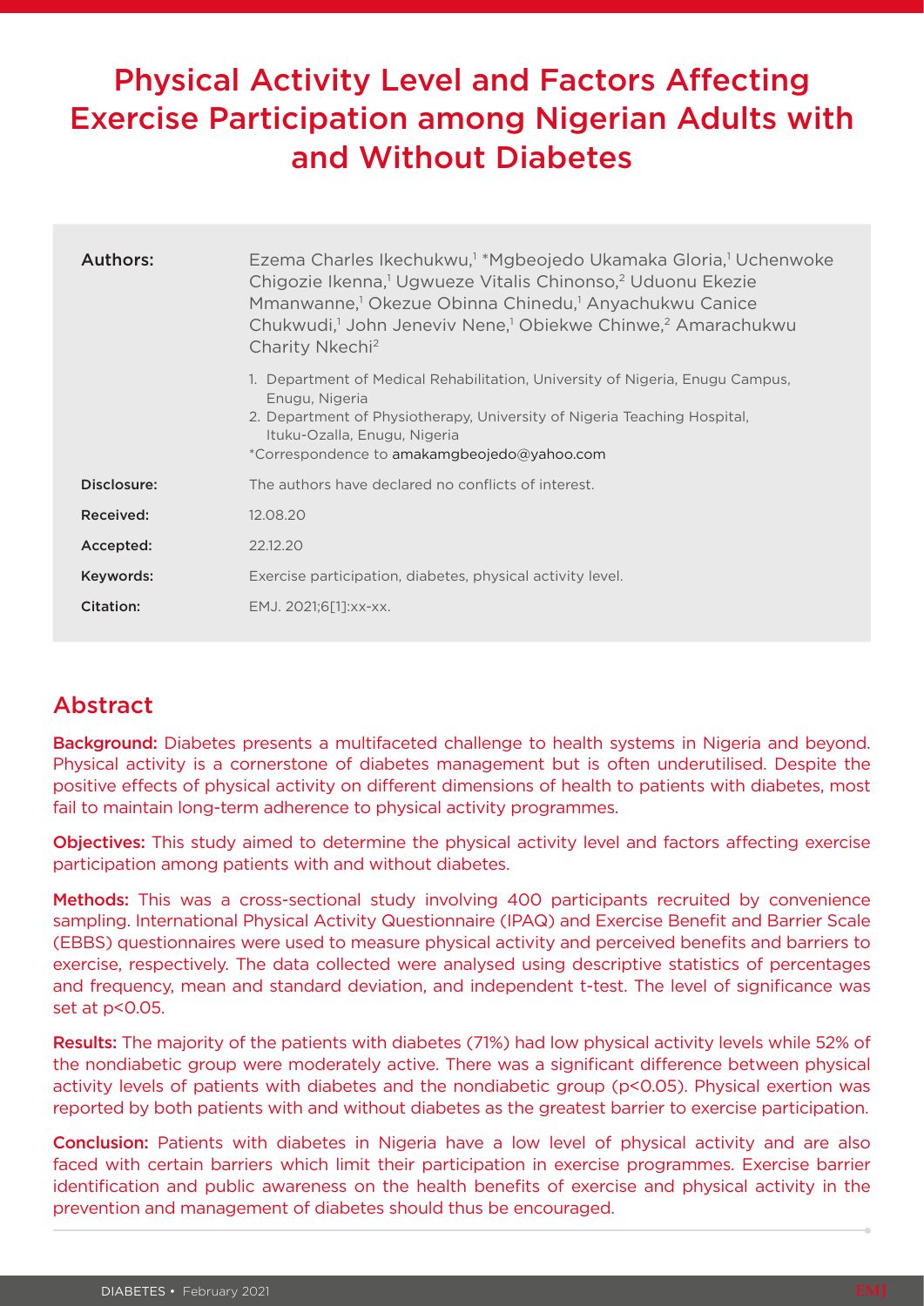# Physical Activity Level and Factors Affecting Exercise Participation among Nigerian Adults with and Without Diabetes

| | |
|---|---|
| **Authors:** | Ezema Charles Ikechukwu,[1] *Mgbeojedo Ukamaka Gloria,[1] Uchenwoke Chigozie Ikenna,[1] Ugwueze Vitalis Chinonso,[2] Uduonu Ekezie Mmanwanne,[1] Okezue Obinna Chinedu,[1] Anyachukwu Canice Chukwudi,[1] John Jeneviv Nene,[1] Obiekwe Chinwe,[2] Amarachukwu Charity Nkechi[2]<br><br>1. Department of Medical Rehabilitation, University of Nigeria, Enugu Campus, Enugu, Nigeria<br>2. Department of Physiotherapy, University of Nigeria Teaching Hospital, Ituku-Ozalla, Enugu, Nigeria<br>*Correspondence to amakamgbeojedo@yahoo.com |
| **Disclosure:** | The authors have declared no conflicts of interest. |
| **Received:** | 12.08.20 |
| **Accepted:** | 22.12.20 |
| **Keywords:** | Exercise participation, diabetes, physical activity level. |
| **Citation:** | EMJ. 2021;6[1]:xx-xx. |

## Abstract

**Background:** Diabetes presents a multifaceted challenge to health systems in Nigeria and beyond. Physical activity is a cornerstone of diabetes management but is often underutilised. Despite the positive effects of physical activity on different dimensions of health to patients with diabetes, most fail to maintain long-term adherence to physical activity programmes.

**Objectives:** This study aimed to determine the physical activity level and factors affecting exercise participation among patients with and without diabetes.

**Methods:** This was a cross-sectional study involving 400 participants recruited by convenience sampling. International Physical Activity Questionnaire (IPAQ) and Exercise Benefit and Barrier Scale (EBBS) questionnaires were used to measure physical activity and perceived benefits and barriers to exercise, respectively. The data collected were analysed using descriptive statistics of percentages and frequency, mean and standard deviation, and independent t-test. The level of significance was set at $p<0.05$.

**Results:** The majority of the patients with diabetes (71%) had low physical activity levels while 52% of the nondiabetic group were moderately active. There was a significant difference between physical activity levels of patients with diabetes and the nondiabetic group ($p<0.05$). Physical exertion was reported by both patients with and without diabetes as the greatest barrier to exercise participation.

**Conclusion:** Patients with diabetes in Nigeria have a low level of physical activity and are also faced with certain barriers which limit their participation in exercise programmes. Exercise barrier identification and public awareness on the health benefits of exercise and physical activity in the prevention and management of diabetes should thus be encouraged.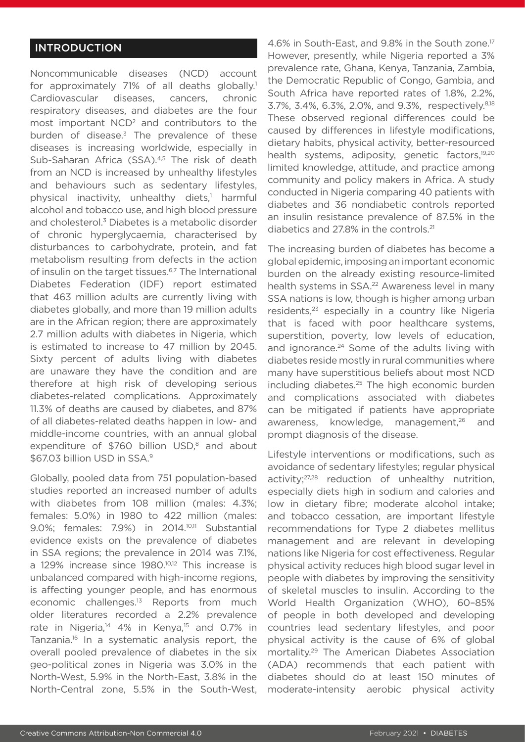## INTRODUCTION

Noncommunicable diseases (NCD) account for approximately 71% of all deaths globally.[1] Cardiovascular diseases, cancers, chronic respiratory diseases, and diabetes are the four most important NCD[2] and contributors to the burden of disease.[3] The prevalence of these diseases is increasing worldwide, especially in Sub-Saharan Africa (SSA).[4,5] The risk of death from an NCD is increased by unhealthy lifestyles and behaviours such as sedentary lifestyles, physical inactivity, unhealthy diets,[1] harmful alcohol and tobacco use, and high blood pressure and cholesterol.[3] Diabetes is a metabolic disorder of chronic hyperglycaemia, characterised by disturbances to carbohydrate, protein, and fat metabolism resulting from defects in the action of insulin on the target tissues.[6,7] The International Diabetes Federation (IDF) report estimated that 463 million adults are currently living with diabetes globally, and more than 19 million adults are in the African region; there are approximately 2.7 million adults with diabetes in Nigeria, which is estimated to increase to 47 million by 2045. Sixty percent of adults living with diabetes are unaware they have the condition and are therefore at high risk of developing serious diabetes-related complications. Approximately 11.3% of deaths are caused by diabetes, and 87% of all diabetes-related deaths happen in low- and middle-income countries, with an annual global expenditure of $760 billion USD,[8] and about $67.03 billion USD in SSA.[9]

Globally, pooled data from 751 population-based studies reported an increased number of adults with diabetes from 108 million (males: 4.3%; females: 5.0%) in 1980 to 422 million (males: 9.0%; females: 7.9%) in 2014.[10,11] Substantial evidence exists on the prevalence of diabetes in SSA regions; the prevalence in 2014 was 7.1%, a 129% increase since 1980.[10,12] This increase is unbalanced compared with high-income regions, is affecting younger people, and has enormous economic challenges.[13] Reports from much older literatures recorded a 2.2% prevalence rate in Nigeria,[14] 4% in Kenya,[15] and 0.7% in Tanzania.[16] In a systematic analysis report, the overall pooled prevalence of diabetes in the six geo-political zones in Nigeria was 3.0% in the North-West, 5.9% in the North-East, 3.8% in the North-Central zone, 5.5% in the South-West, 4.6% in South-East, and 9.8% in the South zone.[17] However, presently, while Nigeria reported a 3% prevalence rate, Ghana, Kenya, Tanzania, Zambia, the Democratic Republic of Congo, Gambia, and South Africa have reported rates of 1.8%, 2.2%, 3.7%, 3.4%, 6.3%, 2.0%, and 9.3%, respectively.[8,18] These observed regional differences could be caused by differences in lifestyle modifications, dietary habits, physical activity, better-resourced health systems, adiposity, genetic factors,[19,20] limited knowledge, attitude, and practice among community and policy makers in Africa. A study conducted in Nigeria comparing 40 patients with diabetes and 36 nondiabetic controls reported an insulin resistance prevalence of 87.5% in the diabetics and 27.8% in the controls.[21]

The increasing burden of diabetes has become a global epidemic, imposing an important economic burden on the already existing resource-limited health systems in SSA.[22] Awareness level in many SSA nations is low, though is higher among urban residents,[23] especially in a country like Nigeria that is faced with poor healthcare systems, superstition, poverty, low levels of education, and ignorance.[24] Some of the adults living with diabetes reside mostly in rural communities where many have superstitious beliefs about most NCD including diabetes.[25] The high economic burden and complications associated with diabetes can be mitigated if patients have appropriate awareness, knowledge, management,[26] and prompt diagnosis of the disease.

Lifestyle interventions or modifications, such as avoidance of sedentary lifestyles; regular physical activity;[27,28] reduction of unhealthy nutrition, especially diets high in sodium and calories and low in dietary fibre; moderate alcohol intake; and tobacco cessation, are important lifestyle recommendations for Type 2 diabetes mellitus management and are relevant in developing nations like Nigeria for cost effectiveness. Regular physical activity reduces high blood sugar level in people with diabetes by improving the sensitivity of skeletal muscles to insulin. According to the World Health Organization (WHO), 60–85% of people in both developed and developing countries lead sedentary lifestyles, and poor physical activity is the cause of 6% of global mortality.[29] The American Diabetes Association (ADA) recommends that each patient with diabetes should do at least 150 minutes of moderate-intensity aerobic physical activity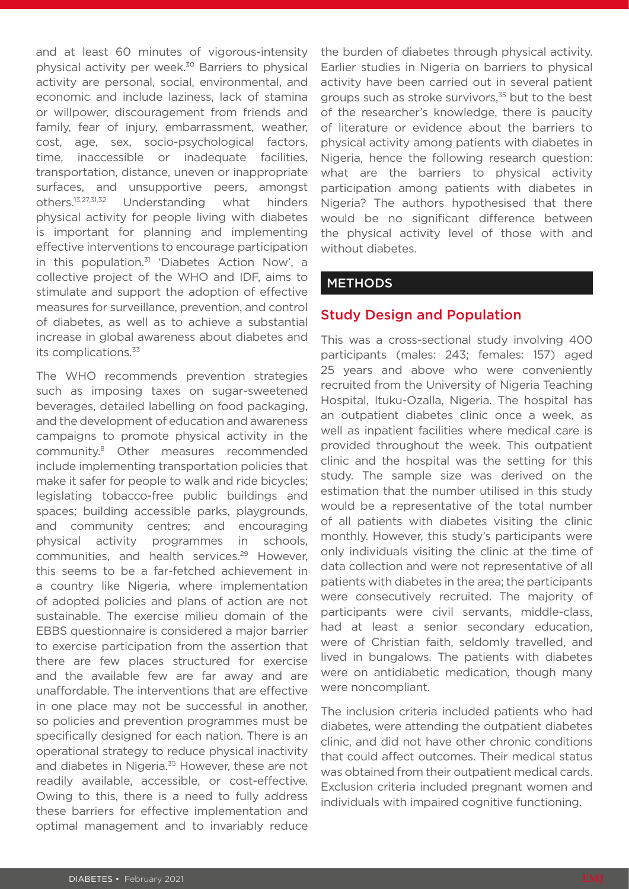and at least 60 minutes of vigorous-intensity physical activity per week.[30] Barriers to physical activity are personal, social, environmental, and economic and include laziness, lack of stamina or willpower, discouragement from friends and family, fear of injury, embarrassment, weather, cost, age, sex, socio-psychological factors, time, inaccessible or inadequate facilities, transportation, distance, uneven or inappropriate surfaces, and unsupportive peers, amongst others.[13,27,31,32] Understanding what hinders physical activity for people living with diabetes is important for planning and implementing effective interventions to encourage participation in this population.[31] 'Diabetes Action Now', a collective project of the WHO and IDF, aims to stimulate and support the adoption of effective measures for surveillance, prevention, and control of diabetes, as well as to achieve a substantial increase in global awareness about diabetes and its complications.[33]

The WHO recommends prevention strategies such as imposing taxes on sugar-sweetened beverages, detailed labelling on food packaging, and the development of education and awareness campaigns to promote physical activity in the community.[8] Other measures recommended include implementing transportation policies that make it safer for people to walk and ride bicycles; legislating tobacco-free public buildings and spaces; building accessible parks, playgrounds, and community centres; and encouraging physical activity programmes in schools, communities, and health services.[29] However, this seems to be a far-fetched achievement in a country like Nigeria, where implementation of adopted policies and plans of action are not sustainable. The exercise milieu domain of the EBBS questionnaire is considered a major barrier to exercise participation from the assertion that there are few places structured for exercise and the available few are far away and are unaffordable. The interventions that are effective in one place may not be successful in another, so policies and prevention programmes must be specifically designed for each nation. There is an operational strategy to reduce physical inactivity and diabetes in Nigeria.[35] However, these are not readily available, accessible, or cost-effective. Owing to this, there is a need to fully address these barriers for effective implementation and optimal management and to invariably reduce the burden of diabetes through physical activity. Earlier studies in Nigeria on barriers to physical activity have been carried out in several patient groups such as stroke survivors,[35] but to the best of the researcher's knowledge, there is paucity of literature or evidence about the barriers to physical activity among patients with diabetes in Nigeria, hence the following research question: what are the barriers to physical activity participation among patients with diabetes in Nigeria? The authors hypothesised that there would be no significant difference between the physical activity level of those with and without diabetes.

## METHODS

### Study Design and Population

This was a cross-sectional study involving 400 participants (males: 243; females: 157) aged 25 years and above who were conveniently recruited from the University of Nigeria Teaching Hospital, Ituku-Ozalla, Nigeria. The hospital has an outpatient diabetes clinic once a week, as well as inpatient facilities where medical care is provided throughout the week. This outpatient clinic and the hospital was the setting for this study. The sample size was derived on the estimation that the number utilised in this study would be a representative of the total number of all patients with diabetes visiting the clinic monthly. However, this study's participants were only individuals visiting the clinic at the time of data collection and were not representative of all patients with diabetes in the area; the participants were consecutively recruited. The majority of participants were civil servants, middle-class, had at least a senior secondary education, were of Christian faith, seldomly travelled, and lived in bungalows. The patients with diabetes were on antidiabetic medication, though many were noncompliant.

The inclusion criteria included patients who had diabetes, were attending the outpatient diabetes clinic, and did not have other chronic conditions that could affect outcomes. Their medical status was obtained from their outpatient medical cards. Exclusion criteria included pregnant women and individuals with impaired cognitive functioning.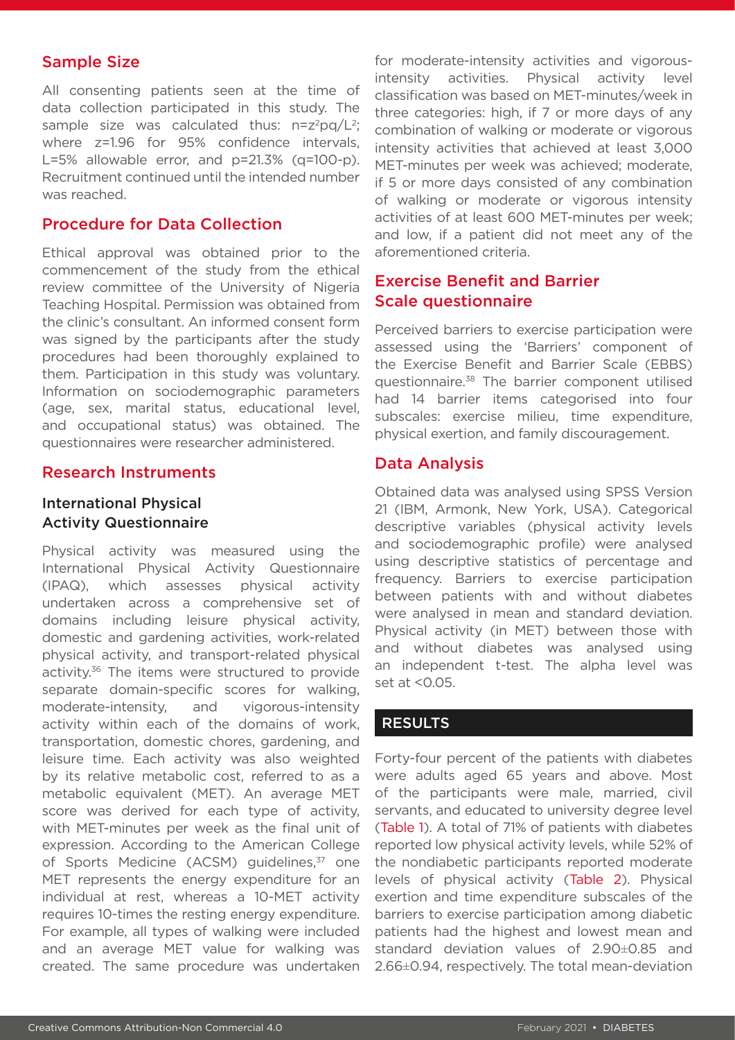## Sample Size

All consenting patients seen at the time of data collection participated in this study. The sample size was calculated thus: $n=z^2pq/L^2$; where z=1.96 for 95% confidence intervals, L=5% allowable error, and p=21.3% (q=100-p). Recruitment continued until the intended number was reached.

## Procedure for Data Collection

Ethical approval was obtained prior to the commencement of the study from the ethical review committee of the University of Nigeria Teaching Hospital. Permission was obtained from the clinic's consultant. An informed consent form was signed by the participants after the study procedures had been thoroughly explained to them. Participation in this study was voluntary. Information on sociodemographic parameters (age, sex, marital status, educational level, and occupational status) was obtained. The questionnaires were researcher administered.

## Research Instruments

### International Physical Activity Questionnaire

Physical activity was measured using the International Physical Activity Questionnaire (IPAQ), which assesses physical activity undertaken across a comprehensive set of domains including leisure physical activity, domestic and gardening activities, work-related physical activity, and transport-related physical activity.[36] The items were structured to provide separate domain-specific scores for walking, moderate-intensity, and vigorous-intensity activity within each of the domains of work, transportation, domestic chores, gardening, and leisure time. Each activity was also weighted by its relative metabolic cost, referred to as a metabolic equivalent (MET). An average MET score was derived for each type of activity, with MET-minutes per week as the final unit of expression. According to the American College of Sports Medicine (ACSM) guidelines,[37] one MET represents the energy expenditure for an individual at rest, whereas a 10-MET activity requires 10-times the resting energy expenditure. For example, all types of walking were included and an average MET value for walking was created. The same procedure was undertaken for moderate-intensity activities and vigorous-intensity activities. Physical activity level classification was based on MET-minutes/week in three categories: high, if 7 or more days of any combination of walking or moderate or vigorous intensity activities that achieved at least 3,000 MET-minutes per week was achieved; moderate, if 5 or more days consisted of any combination of walking or moderate or vigorous intensity activities of at least 600 MET-minutes per week; and low, if a patient did not meet any of the aforementioned criteria.

### Exercise Benefit and Barrier Scale questionnaire

Perceived barriers to exercise participation were assessed using the 'Barriers' component of the Exercise Benefit and Barrier Scale (EBBS) questionnaire.[38] The barrier component utilised had 14 barrier items categorised into four subscales: exercise milieu, time expenditure, physical exertion, and family discouragement.

## Data Analysis

Obtained data was analysed using SPSS Version 21 (IBM, Armonk, New York, USA). Categorical descriptive variables (physical activity levels and sociodemographic profile) were analysed using descriptive statistics of percentage and frequency. Barriers to exercise participation between patients with and without diabetes were analysed in mean and standard deviation. Physical activity (in MET) between those with and without diabetes was analysed using an independent t-test. The alpha level was set at <0.05.

# RESULTS

Forty-four percent of the patients with diabetes were adults aged 65 years and above. Most of the participants were male, married, civil servants, and educated to university degree level (Table 1). A total of 71% of patients with diabetes reported low physical activity levels, while 52% of the nondiabetic participants reported moderate levels of physical activity (Table 2). Physical exertion and time expenditure subscales of the barriers to exercise participation among diabetic patients had the highest and lowest mean and standard deviation values of 2.90±0.85 and 2.66±0.94, respectively. The total mean-deviation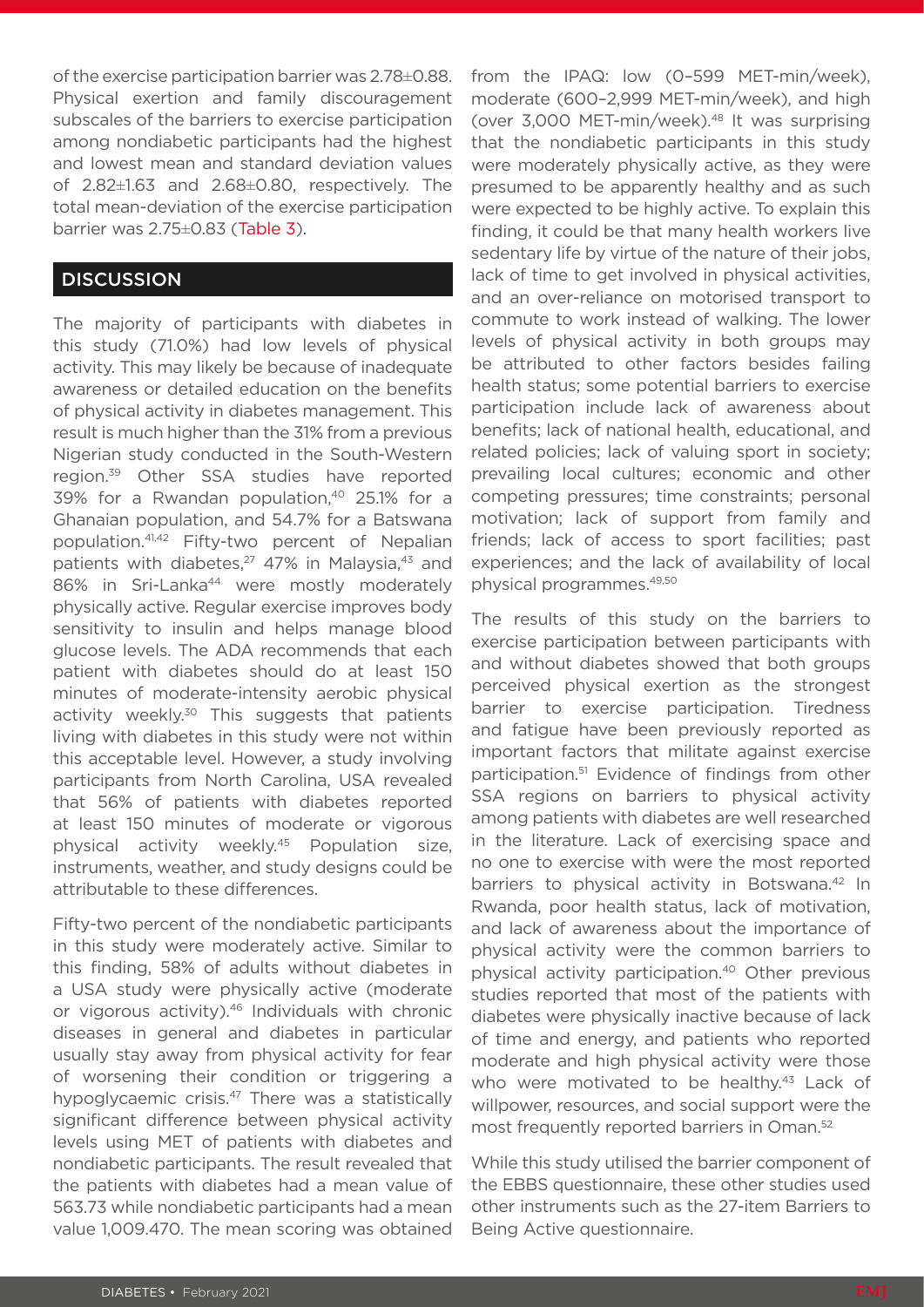of the exercise participation barrier was 2.78±0.88. Physical exertion and family discouragement subscales of the barriers to exercise participation among nondiabetic participants had the highest and lowest mean and standard deviation values of 2.82±1.63 and 2.68±0.80, respectively. The total mean-deviation of the exercise participation barrier was 2.75±0.83 (Table 3).

## DISCUSSION

The majority of participants with diabetes in this study (71.0%) had low levels of physical activity. This may likely be because of inadequate awareness or detailed education on the benefits of physical activity in diabetes management. This result is much higher than the 31% from a previous Nigerian study conducted in the South-Western region.[39] Other SSA studies have reported 39% for a Rwandan population,[40] 25.1% for a Ghanaian population, and 54.7% for a Batswana population.[41,42] Fifty-two percent of Nepalian patients with diabetes,[27] 47% in Malaysia,[43] and 86% in Sri-Lanka[44] were mostly moderately physically active. Regular exercise improves body sensitivity to insulin and helps manage blood glucose levels. The ADA recommends that each patient with diabetes should do at least 150 minutes of moderate-intensity aerobic physical activity weekly.[30] This suggests that patients living with diabetes in this study were not within this acceptable level. However, a study involving participants from North Carolina, USA revealed that 56% of patients with diabetes reported at least 150 minutes of moderate or vigorous physical activity weekly.[45] Population size, instruments, weather, and study designs could be attributable to these differences.

Fifty-two percent of the nondiabetic participants in this study were moderately active. Similar to this finding, 58% of adults without diabetes in a USA study were physically active (moderate or vigorous activity).[46] Individuals with chronic diseases in general and diabetes in particular usually stay away from physical activity for fear of worsening their condition or triggering a hypoglycaemic crisis.[47] There was a statistically significant difference between physical activity levels using MET of patients with diabetes and nondiabetic participants. The result revealed that the patients with diabetes had a mean value of 563.73 while nondiabetic participants had a mean value 1,009.470. The mean scoring was obtained from the IPAQ: low (0–599 MET-min/week), moderate (600–2,999 MET-min/week), and high (over 3,000 MET-min/week).[48] It was surprising that the nondiabetic participants in this study were moderately physically active, as they were presumed to be apparently healthy and as such were expected to be highly active. To explain this finding, it could be that many health workers live sedentary life by virtue of the nature of their jobs, lack of time to get involved in physical activities, and an over-reliance on motorised transport to commute to work instead of walking. The lower levels of physical activity in both groups may be attributed to other factors besides failing health status; some potential barriers to exercise participation include lack of awareness about benefits; lack of national health, educational, and related policies; lack of valuing sport in society; prevailing local cultures; economic and other competing pressures; time constraints; personal motivation; lack of support from family and friends; lack of access to sport facilities; past experiences; and the lack of availability of local physical programmes.[49,50]

The results of this study on the barriers to exercise participation between participants with and without diabetes showed that both groups perceived physical exertion as the strongest barrier to exercise participation. Tiredness and fatigue have been previously reported as important factors that militate against exercise participation.[51] Evidence of findings from other SSA regions on barriers to physical activity among patients with diabetes are well researched in the literature. Lack of exercising space and no one to exercise with were the most reported barriers to physical activity in Botswana.[42] In Rwanda, poor health status, lack of motivation, and lack of awareness about the importance of physical activity were the common barriers to physical activity participation.[40] Other previous studies reported that most of the patients with diabetes were physically inactive because of lack of time and energy, and patients who reported moderate and high physical activity were those who were motivated to be healthy.[43] Lack of willpower, resources, and social support were the most frequently reported barriers in Oman.[52]

While this study utilised the barrier component of the EBBS questionnaire, these other studies used other instruments such as the 27-item Barriers to Being Active questionnaire.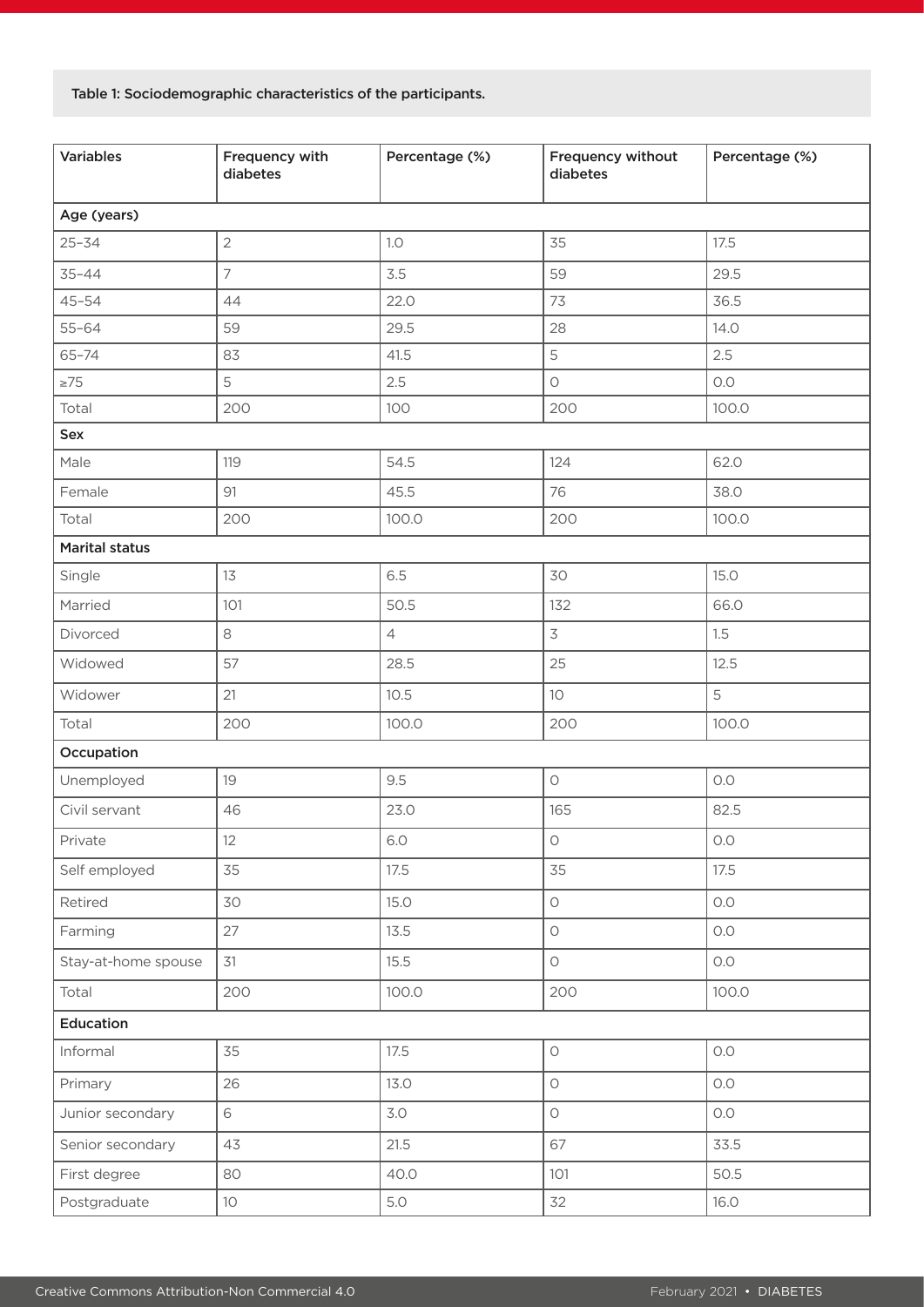Table 1: Sociodemographic characteristics of the participants.

| Variables | Frequency with diabetes | Percentage (%) | Frequency without diabetes | Percentage (%) |
|---|---|---|---|---|
| **Age (years)** | | | | |
| 25–34 | 2 | 1.0 | 35 | 17.5 |
| 35–44 | 7 | 3.5 | 59 | 29.5 |
| 45–54 | 44 | 22.0 | 73 | 36.5 |
| 55–64 | 59 | 29.5 | 28 | 14.0 |
| 65–74 | 83 | 41.5 | 5 | 2.5 |
| ≥75 | 5 | 2.5 | 0 | 0.0 |
| Total | 200 | 100 | 200 | 100.0 |
| **Sex** | | | | |
| Male | 119 | 54.5 | 124 | 62.0 |
| Female | 91 | 45.5 | 76 | 38.0 |
| Total | 200 | 100.0 | 200 | 100.0 |
| **Marital status** | | | | |
| Single | 13 | 6.5 | 30 | 15.0 |
| Married | 101 | 50.5 | 132 | 66.0 |
| Divorced | 8 | 4 | 3 | 1.5 |
| Widowed | 57 | 28.5 | 25 | 12.5 |
| Widower | 21 | 10.5 | 10 | 5 |
| Total | 200 | 100.0 | 200 | 100.0 |
| **Occupation** | | | | |
| Unemployed | 19 | 9.5 | 0 | 0.0 |
| Civil servant | 46 | 23.0 | 165 | 82.5 |
| Private | 12 | 6.0 | 0 | 0.0 |
| Self employed | 35 | 17.5 | 35 | 17.5 |
| Retired | 30 | 15.0 | 0 | 0.0 |
| Farming | 27 | 13.5 | 0 | 0.0 |
| Stay-at-home spouse | 31 | 15.5 | 0 | 0.0 |
| Total | 200 | 100.0 | 200 | 100.0 |
| **Education** | | | | |
| Informal | 35 | 17.5 | 0 | 0.0 |
| Primary | 26 | 13.0 | 0 | 0.0 |
| Junior secondary | 6 | 3.0 | 0 | 0.0 |
| Senior secondary | 43 | 21.5 | 67 | 33.5 |
| First degree | 80 | 40.0 | 101 | 50.5 |
| Postgraduate | 10 | 5.0 | 32 | 16.0 |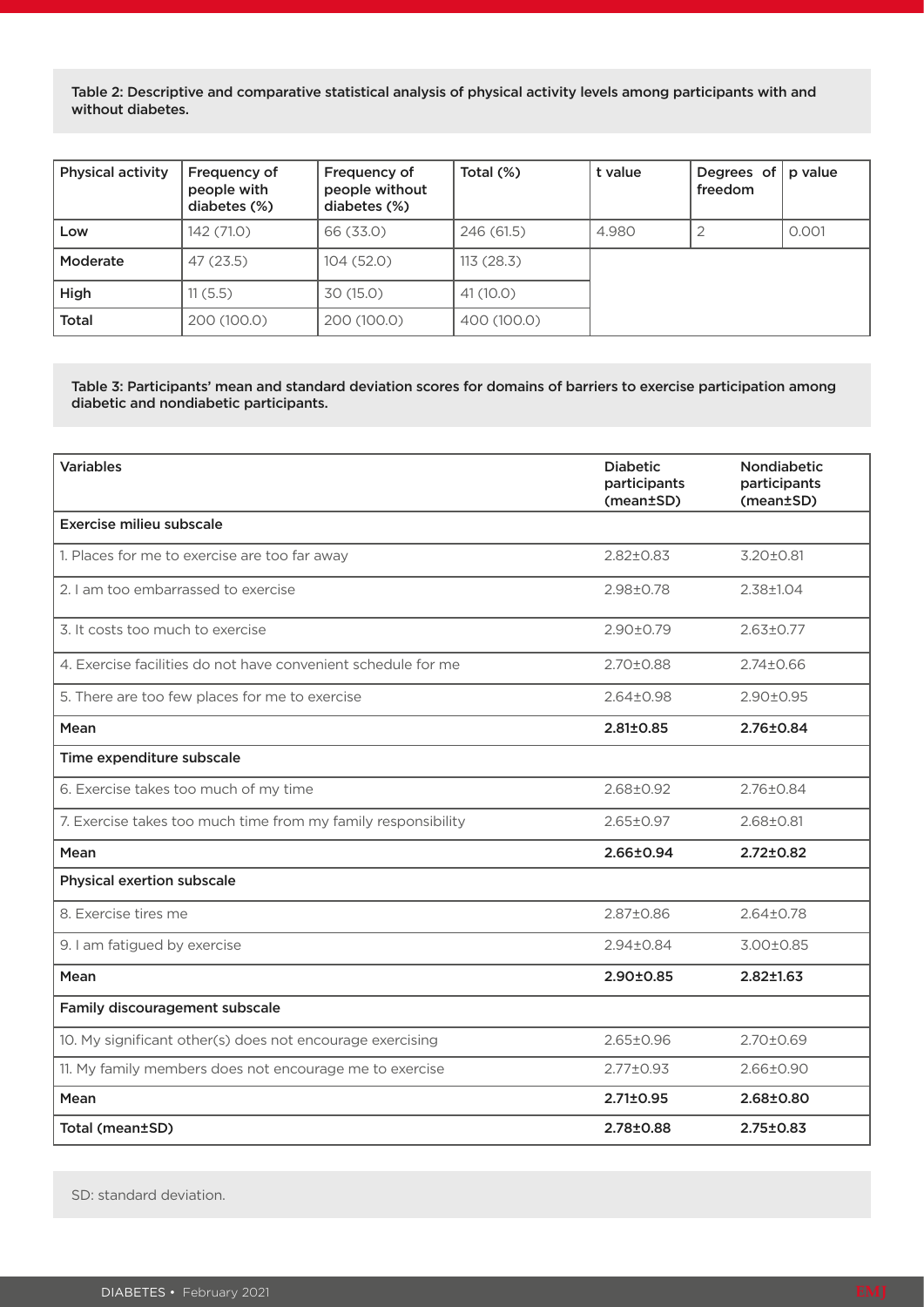Table 2: Descriptive and comparative statistical analysis of physical activity levels among participants with and without diabetes.

| Physical activity | Frequency of people with diabetes (%) | Frequency of people without diabetes (%) | Total (%) | t value | Degrees of freedom | p value |
|---|---|---|---|---|---|---|
| Low | 142 (71.0) | 66 (33.0) | 246 (61.5) | 4.980 | 2 | 0.001 |
| Moderate | 47 (23.5) | 104 (52.0) | 113 (28.3) | | | |
| High | 11 (5.5) | 30 (15.0) | 41 (10.0) | | | |
| Total | 200 (100.0) | 200 (100.0) | 400 (100.0) | | | |

Table 3: Participants' mean and standard deviation scores for domains of barriers to exercise participation among diabetic and nondiabetic participants.

| Variables | Diabetic participants (mean±SD) | Nondiabetic participants (mean±SD) |
|---|---|---|
| **Exercise milieu subscale** | | |
| 1. Places for me to exercise are too far away | 2.82±0.83 | 3.20±0.81 |
| 2. I am too embarrassed to exercise | 2.98±0.78 | 2.38±1.04 |
| 3. It costs too much to exercise | 2.90±0.79 | 2.63±0.77 |
| 4. Exercise facilities do not have convenient schedule for me | 2.70±0.88 | 2.74±0.66 |
| 5. There are too few places for me to exercise | 2.64±0.98 | 2.90±0.95 |
| **Mean** | **2.81±0.85** | **2.76±0.84** |
| **Time expenditure subscale** | | |
| 6. Exercise takes too much of my time | 2.68±0.92 | 2.76±0.84 |
| 7. Exercise takes too much time from my family responsibility | 2.65±0.97 | 2.68±0.81 |
| **Mean** | **2.66±0.94** | **2.72±0.82** |
| **Physical exertion subscale** | | |
| 8. Exercise tires me | 2.87±0.86 | 2.64±0.78 |
| 9. I am fatigued by exercise | 2.94±0.84 | 3.00±0.85 |
| **Mean** | **2.90±0.85** | **2.82±1.63** |
| **Family discouragement subscale** | | |
| 10. My significant other(s) does not encourage exercising | 2.65±0.96 | 2.70±0.69 |
| 11. My family members does not encourage me to exercise | 2.77±0.93 | 2.66±0.90 |
| **Mean** | **2.71±0.95** | **2.68±0.80** |
| **Total (mean±SD)** | **2.78±0.88** | **2.75±0.83** |

SD: standard deviation.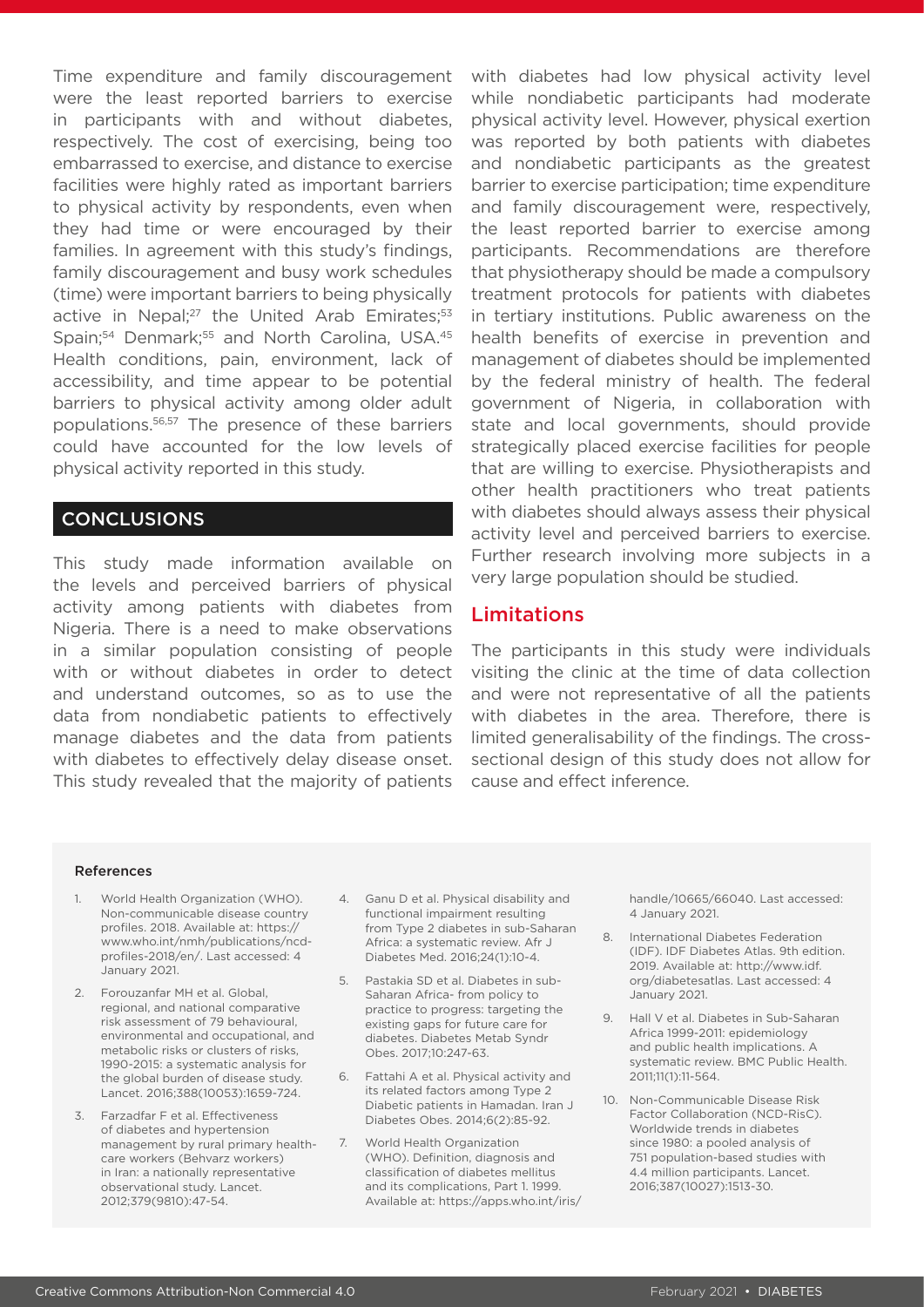Time expenditure and family discouragement were the least reported barriers to exercise in participants with and without diabetes, respectively. The cost of exercising, being too embarrassed to exercise, and distance to exercise facilities were highly rated as important barriers to physical activity by respondents, even when they had time or were encouraged by their families. In agreement with this study's findings, family discouragement and busy work schedules (time) were important barriers to being physically active in Nepal;[27] the United Arab Emirates;[53] Spain;[54] Denmark;[55] and North Carolina, USA.[45] Health conditions, pain, environment, lack of accessibility, and time appear to be potential barriers to physical activity among older adult populations.[56,57] The presence of these barriers could have accounted for the low levels of physical activity reported in this study.

## CONCLUSIONS

This study made information available on the levels and perceived barriers of physical activity among patients with diabetes from Nigeria. There is a need to make observations in a similar population consisting of people with or without diabetes in order to detect and understand outcomes, so as to use the data from nondiabetic patients to effectively manage diabetes and the data from patients with diabetes to effectively delay disease onset. This study revealed that the majority of patients with diabetes had low physical activity level while nondiabetic participants had moderate physical activity level. However, physical exertion was reported by both patients with diabetes and nondiabetic participants as the greatest barrier to exercise participation; time expenditure and family discouragement were, respectively, the least reported barrier to exercise among participants. Recommendations are therefore that physiotherapy should be made a compulsory treatment protocols for patients with diabetes in tertiary institutions. Public awareness on the health benefits of exercise in prevention and management of diabetes should be implemented by the federal ministry of health. The federal government of Nigeria, in collaboration with state and local governments, should provide strategically placed exercise facilities for people that are willing to exercise. Physiotherapists and other health practitioners who treat patients with diabetes should always assess their physical activity level and perceived barriers to exercise. Further research involving more subjects in a very large population should be studied.

### Limitations

The participants in this study were individuals visiting the clinic at the time of data collection and were not representative of all the patients with diabetes in the area. Therefore, there is limited generalisability of the findings. The cross-sectional design of this study does not allow for cause and effect inference.

#### References

1. World Health Organization (WHO). Non-communicable disease country profiles. 2018. Available at: https://www.who.int/nmh/publications/ncd-profiles-2018/en/. Last accessed: 4 January 2021.
2. Forouzanfar MH et al. Global, regional, and national comparative risk assessment of 79 behavioural, environmental and occupational, and metabolic risks or clusters of risks, 1990-2015: a systematic analysis for the global burden of disease study. Lancet. 2016;388(10053):1659-724.
3. Farzadfar F et al. Effectiveness of diabetes and hypertension management by rural primary health-care workers (Behvarz workers) in Iran: a nationally representative observational study. Lancet. 2012;379(9810):47-54.
4. Ganu D et al. Physical disability and functional impairment resulting from Type 2 diabetes in sub-Saharan Africa: a systematic review. Afr J Diabetes Med. 2016;24(1):10-4.
5. Pastakia SD et al. Diabetes in sub-Saharan Africa- from policy to practice to progress: targeting the existing gaps for future care for diabetes. Diabetes Metab Syndr Obes. 2017;10:247-63.
6. Fattahi A et al. Physical activity and its related factors among Type 2 Diabetic patients in Hamadan. Iran J Diabetes Obes. 2014;6(2):85-92.
7. World Health Organization (WHO). Definition, diagnosis and classification of diabetes mellitus and its complications, Part 1. 1999. Available at: https://apps.who.int/iris/handle/10665/66040. Last accessed: 4 January 2021.
8. International Diabetes Federation (IDF). IDF Diabetes Atlas. 9th edition. 2019. Available at: http://www.idf.org/diabetesatlas. Last accessed: 4 January 2021.
9. Hall V et al. Diabetes in Sub-Saharan Africa 1999-2011: epidemiology and public health implications. A systematic review. BMC Public Health. 2011;11(1):11-564.
10. Non-Communicable Disease Risk Factor Collaboration (NCD-RisC). Worldwide trends in diabetes since 1980: a pooled analysis of 751 population-based studies with 4.4 million participants. Lancet. 2016;387(10027):1513-30.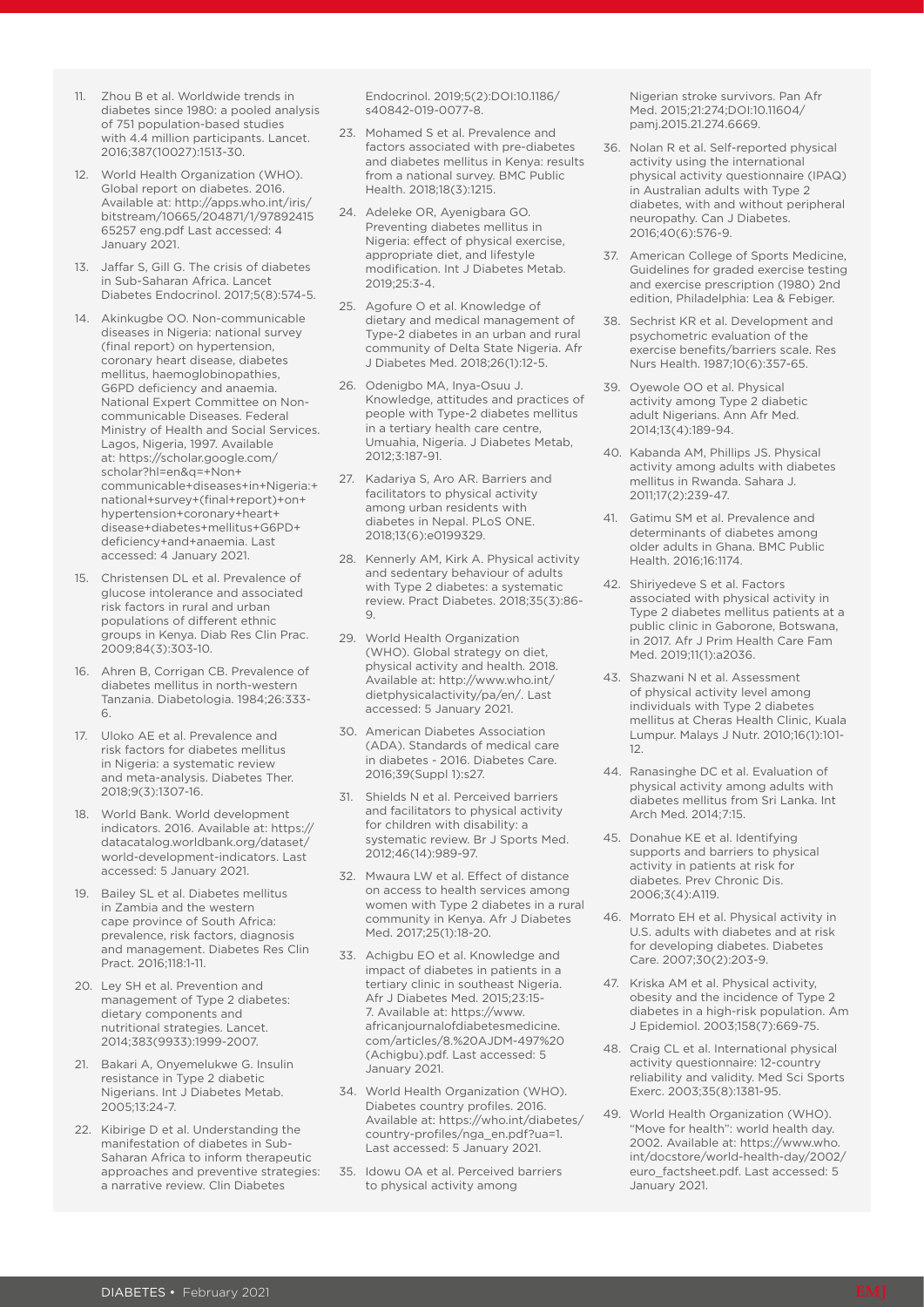11. Zhou B et al. Worldwide trends in diabetes since 1980: a pooled analysis of 751 population-based studies with 4.4 million participants. Lancet. 2016;387(10027):1513-30.
12. World Health Organization (WHO). Global report on diabetes. 2016. Available at: http://apps.who.int/iris/bitstream/10665/204871/1/9789241565257 eng.pdf Last accessed: 4 January 2021.
13. Jaffar S, Gill G. The crisis of diabetes in Sub-Saharan Africa. Lancet Diabetes Endocrinol. 2017;5(8):574-5.
14. Akinkugbe OO. Non-communicable diseases in Nigeria: national survey (final report) on hypertension, coronary heart disease, diabetes mellitus, haemoglobinopathies, G6PD deficiency and anaemia. National Expert Committee on Non-communicable Diseases. Federal Ministry of Health and Social Services. Lagos, Nigeria, 1997. Available at: https://scholar.google.com/scholar?hl=en&q=+Non+communicable+diseases+in+Nigeria:+national+survey+(final+report)+on+hypertension+coronary+heart+disease+diabetes+mellitus+G6PD+deficiency+and+anaemia. Last accessed: 4 January 2021.
15. Christensen DL et al. Prevalence of glucose intolerance and associated risk factors in rural and urban populations of different ethnic groups in Kenya. Diab Res Clin Prac. 2009;84(3):303-10.
16. Ahren B, Corrigan CB. Prevalence of diabetes mellitus in north-western Tanzania. Diabetologia. 1984;26:333-6.
17. Uloko AE et al. Prevalence and risk factors for diabetes mellitus in Nigeria: a systematic review and meta-analysis. Diabetes Ther. 2018;9(3):1307-16.
18. World Bank. World development indicators. 2016. Available at: https://datacatalog.worldbank.org/dataset/world-development-indicators. Last accessed: 5 January 2021.
19. Bailey SL et al. Diabetes mellitus in Zambia and the western cape province of South Africa: prevalence, risk factors, diagnosis and management. Diabetes Res Clin Pract. 2016;118:1-11.
20. Ley SH et al. Prevention and management of Type 2 diabetes: dietary components and nutritional strategies. Lancet. 2014;383(9933):1999-2007.
21. Bakari A, Onyemelukwe G. Insulin resistance in Type 2 diabetic Nigerians. Int J Diabetes Metab. 2005;13:24-7.
22. Kibirige D et al. Understanding the manifestation of diabetes in Sub-Saharan Africa to inform therapeutic approaches and preventive strategies: a narrative review. Clin Diabetes Endocrinol. 2019;5(2):DOI:10.1186/s40842-019-0077-8.
23. Mohamed S et al. Prevalence and factors associated with pre-diabetes and diabetes mellitus in Kenya: results from a national survey. BMC Public Health. 2018;18(3):1215.
24. Adeleke OR, Ayenigbara GO. Preventing diabetes mellitus in Nigeria: effect of physical exercise, appropriate diet, and lifestyle modification. Int J Diabetes Metab. 2019;25:3-4.
25. Agofure O et al. Knowledge of dietary and medical management of Type-2 diabetes in an urban and rural community of Delta State Nigeria. Afr J Diabetes Med. 2018;26(1):12-5.
26. Odenigbo MA, Inya-Osuu J. Knowledge, attitudes and practices of people with Type-2 diabetes mellitus in a tertiary health care centre, Umuahia, Nigeria. J Diabetes Metab, 2012;3:187-91.
27. Kadariya S, Aro AR. Barriers and facilitators to physical activity among urban residents with diabetes in Nepal. PLoS ONE. 2018;13(6):e0199329.
28. Kennerly AM, Kirk A. Physical activity and sedentary behaviour of adults with Type 2 diabetes: a systematic review. Pract Diabetes. 2018;35(3):86-9.
29. World Health Organization (WHO). Global strategy on diet, physical activity and health. 2018. Available at: http://www.who.int/dietphysicalactivity/pa/en/. Last accessed: 5 January 2021.
30. American Diabetes Association (ADA). Standards of medical care in diabetes - 2016. Diabetes Care. 2016;39(Suppl 1):s27.
31. Shields N et al. Perceived barriers and facilitators to physical activity for children with disability: a systematic review. Br J Sports Med. 2012;46(14):989-97.
32. Mwaura LW et al. Effect of distance on access to health services among women with Type 2 diabetes in a rural community in Kenya. Afr J Diabetes Med. 2017;25(1):18-20.
33. Achigbu EO et al. Knowledge and impact of diabetes in patients in a tertiary clinic in southeast Nigeria. Afr J Diabetes Med. 2015;23:15-7. Available at: https://www.africanjournalofdiabetesmedicine.com/articles/8.%20AJDM-497%20(Achigbu).pdf. Last accessed: 5 January 2021.
34. World Health Organization (WHO). Diabetes country profiles. 2016. Available at: https://who.int/diabetes/country-profiles/nga_en.pdf?ua=1. Last accessed: 5 January 2021.
35. Idowu OA et al. Perceived barriers to physical activity among Nigerian stroke survivors. Pan Afr Med. 2015;21:274;DOI:10.11604/pamj.2015.21.274.6669.
36. Nolan R et al. Self-reported physical activity using the international physical activity questionnaire (IPAQ) in Australian adults with Type 2 diabetes, with and without peripheral neuropathy. Can J Diabetes. 2016;40(6):576-9.
37. American College of Sports Medicine, Guidelines for graded exercise testing and exercise prescription (1980) 2nd edition, Philadelphia: Lea & Febiger.
38. Sechrist KR et al. Development and psychometric evaluation of the exercise benefits/barriers scale. Res Nurs Health. 1987;10(6):357-65.
39. Oyewole OO et al. Physical activity among Type 2 diabetic adult Nigerians. Ann Afr Med. 2014;13(4):189-94.
40. Kabanda AM, Phillips JS. Physical activity among adults with diabetes mellitus in Rwanda. Sahara J. 2011;17(2):239-47.
41. Gatimu SM et al. Prevalence and determinants of diabetes among older adults in Ghana. BMC Public Health. 2016;16:1174.
42. Shiriyedeve S et al. Factors associated with physical activity in Type 2 diabetes mellitus patients at a public clinic in Gaborone, Botswana, in 2017. Afr J Prim Health Care Fam Med. 2019;11(1):a2036.
43. Shazwani N et al. Assessment of physical activity level among individuals with Type 2 diabetes mellitus at Cheras Health Clinic, Kuala Lumpur. Malays J Nutr. 2010;16(1):101-12.
44. Ranasinghe DC et al. Evaluation of physical activity among adults with diabetes mellitus from Sri Lanka. Int Arch Med. 2014;7:15.
45. Donahue KE et al. Identifying supports and barriers to physical activity in patients at risk for diabetes. Prev Chronic Dis. 2006;3(4):A119.
46. Morrato EH et al. Physical activity in U.S. adults with diabetes and at risk for developing diabetes. Diabetes Care. 2007;30(2):203-9.
47. Kriska AM et al. Physical activity, obesity and the incidence of Type 2 diabetes in a high-risk population. Am J Epidemiol. 2003;158(7):669-75.
48. Craig CL et al. International physical activity questionnaire: 12-country reliability and validity. Med Sci Sports Exerc. 2003;35(8):1381-95.
49. World Health Organization (WHO). "Move for health": world health day. 2002. Available at: https://www.who.int/docstore/world-health-day/2002/euro_factsheet.pdf. Last accessed: 5 January 2021.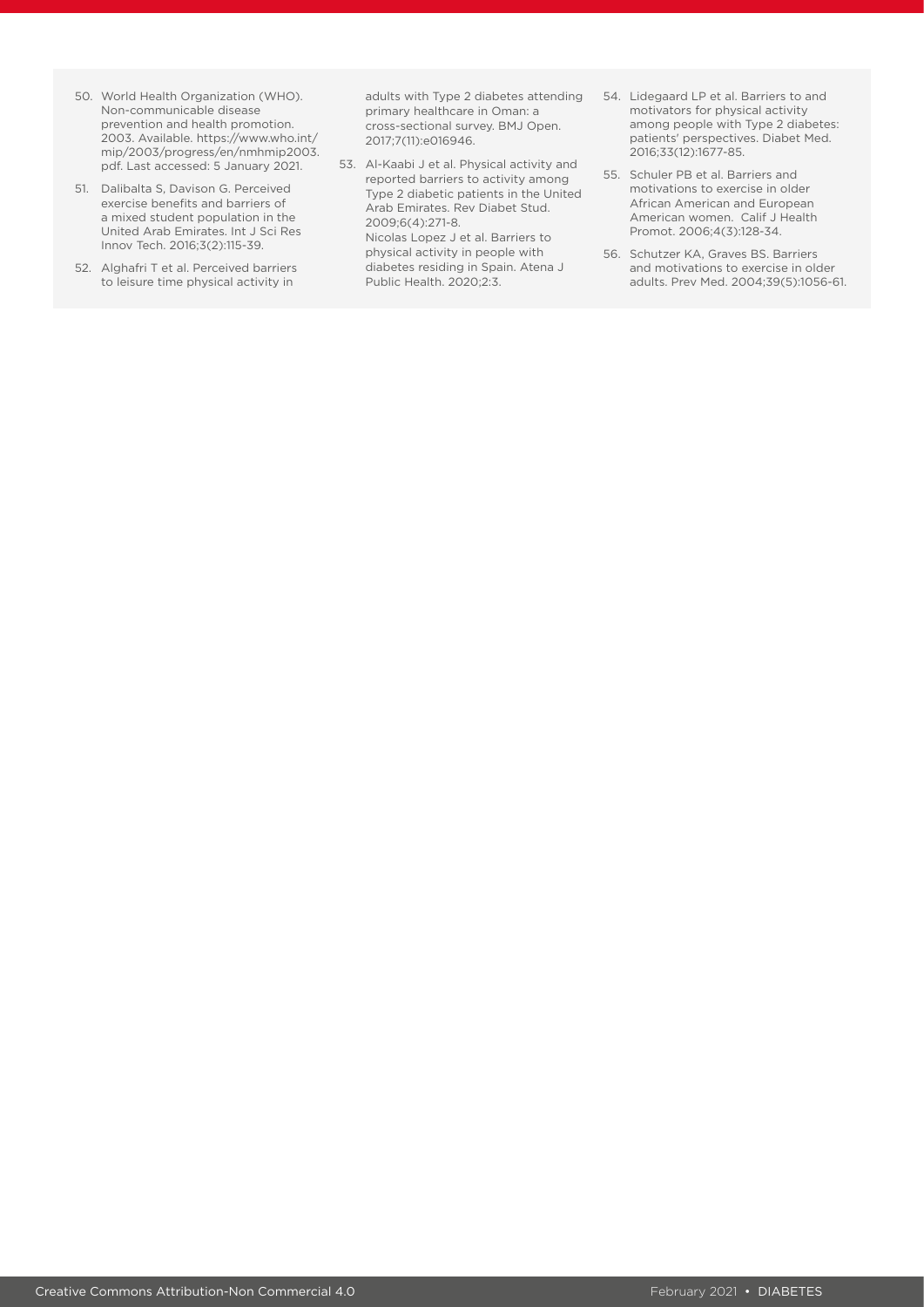50. World Health Organization (WHO). Non-communicable disease prevention and health promotion. 2003. Available. https://www.who.int/mip/2003/progress/en/nmhmip2003.pdf. Last accessed: 5 January 2021.

51. Dalibalta S, Davison G. Perceived exercise benefits and barriers of a mixed student population in the United Arab Emirates. Int J Sci Res Innov Tech. 2016;3(2):115-39.

52. Alghafri T et al. Perceived barriers to leisure time physical activity in adults with Type 2 diabetes attending primary healthcare in Oman: a cross-sectional survey. BMJ Open. 2017;7(11):e016946.

53. Al-Kaabi J et al. Physical activity and reported barriers to activity among Type 2 diabetic patients in the United Arab Emirates. Rev Diabet Stud. 2009;6(4):271-8.
    Nicolas Lopez J et al. Barriers to physical activity in people with diabetes residing in Spain. Atena J Public Health. 2020;2:3.

54. Lidegaard LP et al. Barriers to and motivators for physical activity among people with Type 2 diabetes: patients' perspectives. Diabet Med. 2016;33(12):1677-85.

55. Schuler PB et al. Barriers and motivations to exercise in older African American and European American women. Calif J Health Promot. 2006;4(3):128-34.

56. Schutzer KA, Graves BS. Barriers and motivations to exercise in older adults. Prev Med. 2004;39(5):1056-61.